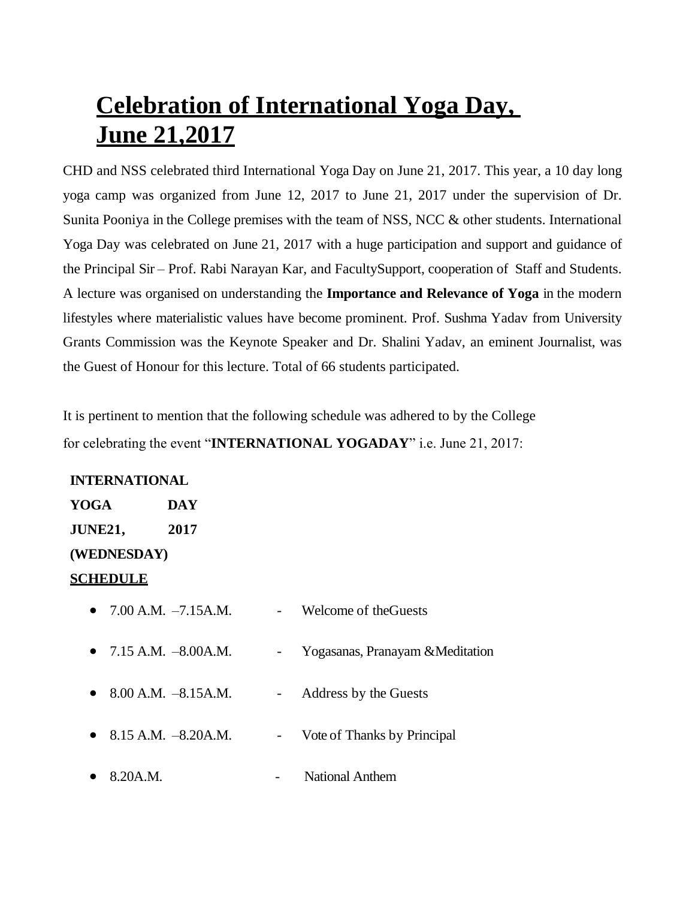# Celebration of International Yoga Day, June 21,2017

CHD and NSS celebrated third International Yoga Day on June 21, 2017. This year, a 10 day long yoga camp was organized from June 12, 2017 to June 21, 2017 under the supervision of Dr. Sunita Pooniya in the College premises with the team of NSS, NCC & other students. International Yoga Day was celebrated on June 21, 2017 with a huge participation and support and guidance of the Principal Sir – Prof. Rabi Narayan Kar, and FacultySupport, cooperation of Staff and Students. A lecture was organised on understanding the **Importance and Relevance of Yoga** in the modern lifestyles where materialistic values have become prominent. Prof. Sushma Yadav from University Grants Commission was the Keynote Speaker and Dr. Shalini Yadav, an eminent Journalist, was the Guest of Honour for this lecture. Total of 66 students participated.

It is pertinent to mention that the following schedule was adhered to by the College for celebrating the event "**INTERNATIONAL YOGADAY**" i.e. June 21, 2017:

**INTERNATIONAL YOGA DAY JUNE21, 2017 (WEDNESDAY)**

**SCHEDULE**

- 7.00 A.M. –7.15A.M. - Welcome of theGuests
- 7.15 A.M. –8.00A.M. - Yogasanas, Pranayam &Meditation
- 8.00 A.M. –8.15A.M. - Address by the Guests
- 8.15 A.M. –8.20A.M. - Vote of Thanks by Principal
- 8.20A.M. - National Anthem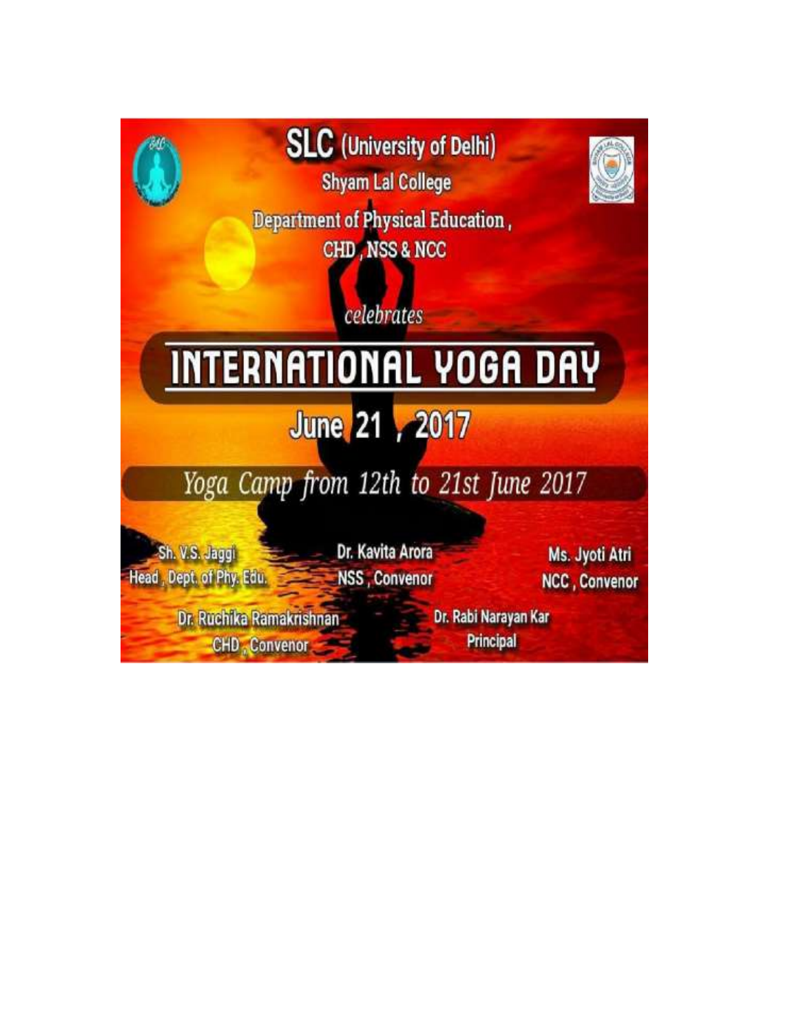# SLC (University of Delhi)

## Shyam Lal College

### Department of Physical Education, CHD, NSS & NCC

*celebrates*

# INTERNATIONAL YOGA DAY

## June 21, 2017

*Yoga Camp from 12th to 21st June 2017*

Sh. V.S. Jaggi
Head, Dept. of Phy. Edu.

Dr. Kavita Arora
NSS, Convenor

Ms. Jyoti Atri
NCC, Convenor

Dr. Ruchika Ramakrishnan
CHD, Convenor

Dr. Rabi Narayan Kar
Principal